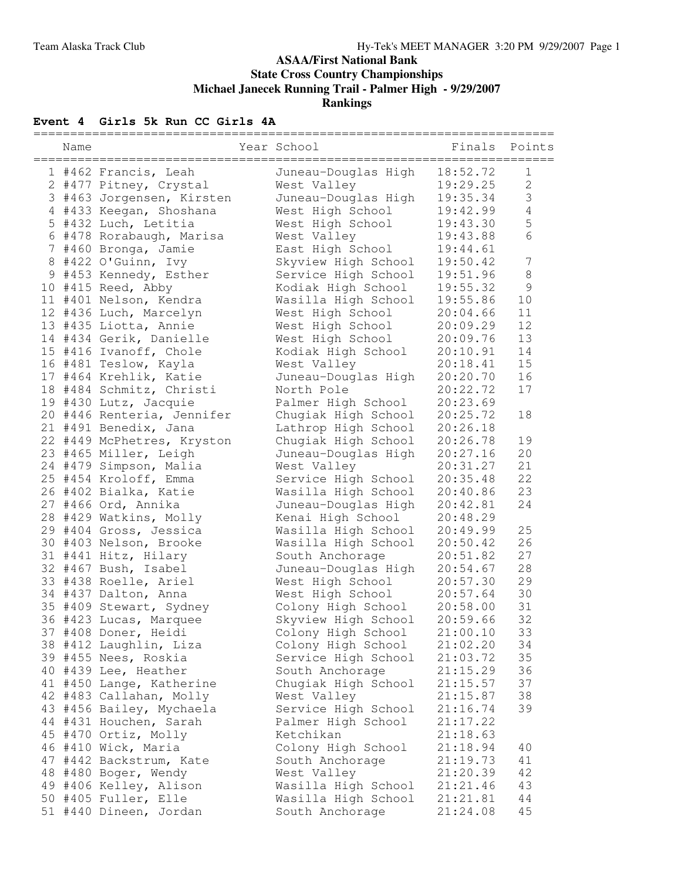## ASAA/First National Bank

## State Cross Country Championships

## Michael Janecek Running Trail - Palmer High - 9/29/2007

## Rankings

### Event 4 Girls 5k Run CC Girls 4A

| | Name | Year | School | Finals | Points |
|---|---|---|---|---|---|
| 1 | #462 Francis, Leah | | Juneau-Douglas High | 18:52.72 | 1 |
| 2 | #477 Pitney, Crystal | | West Valley | 19:29.25 | 2 |
| 3 | #463 Jorgensen, Kirsten | | Juneau-Douglas High | 19:35.34 | 3 |
| 4 | #433 Keegan, Shoshana | | West High School | 19:42.99 | 4 |
| 5 | #432 Luch, Letitia | | West High School | 19:43.30 | 5 |
| 6 | #478 Rorabaugh, Marisa | | West Valley | 19:43.88 | 6 |
| 7 | #460 Bronga, Jamie | | East High School | 19:44.61 | |
| 8 | #422 O'Guinn, Ivy | | Skyview High School | 19:50.42 | 7 |
| 9 | #453 Kennedy, Esther | | Service High School | 19:51.96 | 8 |
| 10 | #415 Reed, Abby | | Kodiak High School | 19:55.32 | 9 |
| 11 | #401 Nelson, Kendra | | Wasilla High School | 19:55.86 | 10 |
| 12 | #436 Luch, Marcelyn | | West High School | 20:04.66 | 11 |
| 13 | #435 Liotta, Annie | | West High School | 20:09.29 | 12 |
| 14 | #434 Gerik, Danielle | | West High School | 20:09.76 | 13 |
| 15 | #416 Ivanoff, Chole | | Kodiak High School | 20:10.91 | 14 |
| 16 | #481 Teslow, Kayla | | West Valley | 20:18.41 | 15 |
| 17 | #464 Krehlik, Katie | | Juneau-Douglas High | 20:20.70 | 16 |
| 18 | #484 Schmitz, Christi | | North Pole | 20:22.72 | 17 |
| 19 | #430 Lutz, Jacquie | | Palmer High School | 20:23.69 | |
| 20 | #446 Renteria, Jennifer | | Chugiak High School | 20:25.72 | 18 |
| 21 | #491 Benedix, Jana | | Lathrop High School | 20:26.18 | |
| 22 | #449 McPhetres, Kryston | | Chugiak High School | 20:26.78 | 19 |
| 23 | #465 Miller, Leigh | | Juneau-Douglas High | 20:27.16 | 20 |
| 24 | #479 Simpson, Malia | | West Valley | 20:31.27 | 21 |
| 25 | #454 Kroloff, Emma | | Service High School | 20:35.48 | 22 |
| 26 | #402 Bialka, Katie | | Wasilla High School | 20:40.86 | 23 |
| 27 | #466 Ord, Annika | | Juneau-Douglas High | 20:42.81 | 24 |
| 28 | #429 Watkins, Molly | | Kenai High School | 20:48.29 | |
| 29 | #404 Gross, Jessica | | Wasilla High School | 20:49.99 | 25 |
| 30 | #403 Nelson, Brooke | | Wasilla High School | 20:50.42 | 26 |
| 31 | #441 Hitz, Hilary | | South Anchorage | 20:51.82 | 27 |
| 32 | #467 Bush, Isabel | | Juneau-Douglas High | 20:54.67 | 28 |
| 33 | #438 Roelle, Ariel | | West High School | 20:57.30 | 29 |
| 34 | #437 Dalton, Anna | | West High School | 20:57.64 | 30 |
| 35 | #409 Stewart, Sydney | | Colony High School | 20:58.00 | 31 |
| 36 | #423 Lucas, Marquee | | Skyview High School | 20:59.66 | 32 |
| 37 | #408 Doner, Heidi | | Colony High School | 21:00.10 | 33 |
| 38 | #412 Laughlin, Liza | | Colony High School | 21:02.20 | 34 |
| 39 | #455 Nees, Roskia | | Service High School | 21:03.72 | 35 |
| 40 | #439 Lee, Heather | | South Anchorage | 21:15.29 | 36 |
| 41 | #450 Lange, Katherine | | Chugiak High School | 21:15.57 | 37 |
| 42 | #483 Callahan, Molly | | West Valley | 21:15.87 | 38 |
| 43 | #456 Bailey, Mychaela | | Service High School | 21:16.74 | 39 |
| 44 | #431 Houchen, Sarah | | Palmer High School | 21:17.22 | |
| 45 | #470 Ortiz, Molly | | Ketchikan | 21:18.63 | |
| 46 | #410 Wick, Maria | | Colony High School | 21:18.94 | 40 |
| 47 | #442 Backstrum, Kate | | South Anchorage | 21:19.73 | 41 |
| 48 | #480 Boger, Wendy | | West Valley | 21:20.39 | 42 |
| 49 | #406 Kelley, Alison | | Wasilla High School | 21:21.46 | 43 |
| 50 | #405 Fuller, Elle | | Wasilla High School | 21:21.81 | 44 |
| 51 | #440 Dineen, Jordan | | South Anchorage | 21:24.08 | 45 |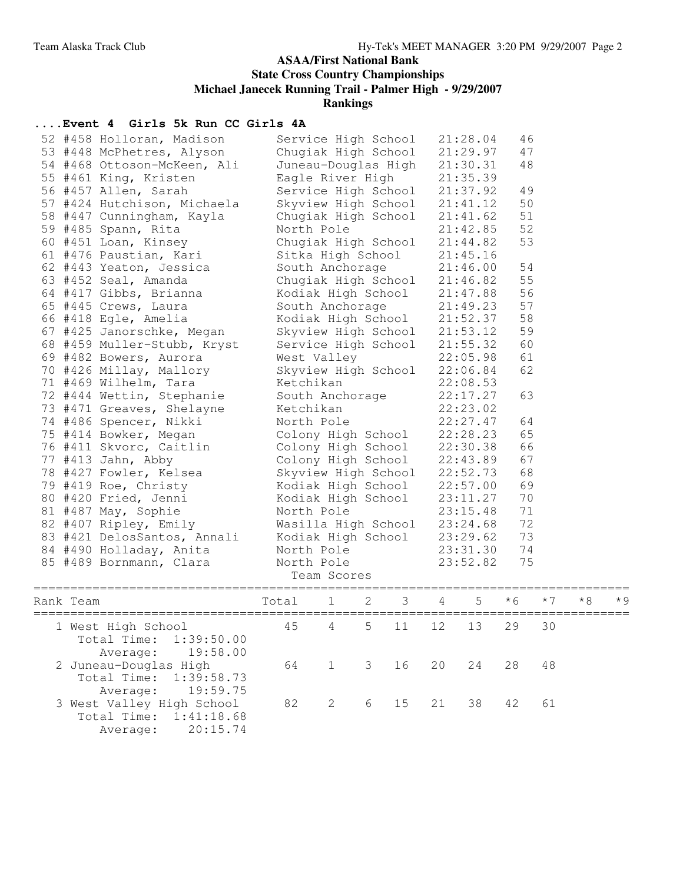## ASAA/First National Bank
## State Cross Country Championships
## Michael Janecek Running Trail - Palmer High - 9/29/2007
## Rankings

### ....Event 4 Girls 5k Run CC Girls 4A

| Place | # | Name | School | Time | Points |
|---|---|---|---|---|---|
| 52 | #458 | Holloran, Madison | Service High School | 21:28.04 | 46 |
| 53 | #448 | McPhetres, Alyson | Chugiak High School | 21:29.97 | 47 |
| 54 | #468 | Ottoson-McKeen, Ali | Juneau-Douglas High | 21:30.31 | 48 |
| 55 | #461 | King, Kristen | Eagle River High | 21:35.39 | |
| 56 | #457 | Allen, Sarah | Service High School | 21:37.92 | 49 |
| 57 | #424 | Hutchison, Michaela | Skyview High School | 21:41.12 | 50 |
| 58 | #447 | Cunningham, Kayla | Chugiak High School | 21:41.62 | 51 |
| 59 | #485 | Spann, Rita | North Pole | 21:42.85 | 52 |
| 60 | #451 | Loan, Kinsey | Chugiak High School | 21:44.82 | 53 |
| 61 | #476 | Paustian, Kari | Sitka High School | 21:45.16 | |
| 62 | #443 | Yeaton, Jessica | South Anchorage | 21:46.00 | 54 |
| 63 | #452 | Seal, Amanda | Chugiak High School | 21:46.82 | 55 |
| 64 | #417 | Gibbs, Brianna | Kodiak High School | 21:47.88 | 56 |
| 65 | #445 | Crews, Laura | South Anchorage | 21:49.23 | 57 |
| 66 | #418 | Egle, Amelia | Kodiak High School | 21:52.37 | 58 |
| 67 | #425 | Janorschke, Megan | Skyview High School | 21:53.12 | 59 |
| 68 | #459 | Muller-Stubb, Kryst | Service High School | 21:55.32 | 60 |
| 69 | #482 | Bowers, Aurora | West Valley | 22:05.98 | 61 |
| 70 | #426 | Millay, Mallory | Skyview High School | 22:06.84 | 62 |
| 71 | #469 | Wilhelm, Tara | Ketchikan | 22:08.53 | |
| 72 | #444 | Wettin, Stephanie | South Anchorage | 22:17.27 | 63 |
| 73 | #471 | Greaves, Shelayne | Ketchikan | 22:23.02 | |
| 74 | #486 | Spencer, Nikki | North Pole | 22:27.47 | 64 |
| 75 | #414 | Bowker, Megan | Colony High School | 22:28.23 | 65 |
| 76 | #411 | Skvorc, Caitlin | Colony High School | 22:30.38 | 66 |
| 77 | #413 | Jahn, Abby | Colony High School | 22:43.89 | 67 |
| 78 | #427 | Fowler, Kelsea | Skyview High School | 22:52.73 | 68 |
| 79 | #419 | Roe, Christy | Kodiak High School | 22:57.00 | 69 |
| 80 | #420 | Fried, Jenni | Kodiak High School | 23:11.27 | 70 |
| 81 | #487 | May, Sophie | North Pole | 23:15.48 | 71 |
| 82 | #407 | Ripley, Emily | Wasilla High School | 23:24.68 | 72 |
| 83 | #421 | DelosSantos, Annali | Kodiak High School | 23:29.62 | 73 |
| 84 | #490 | Holladay, Anita | North Pole | 23:31.30 | 74 |
| 85 | #489 | Bornmann, Clara | North Pole | 23:52.82 | 75 |

#### Team Scores

| Rank | Team | Total | 1 | 2 | 3 | 4 | 5 | *6 | *7 | *8 | *9 |
|---|---|---|---|---|---|---|---|---|---|---|---|
| 1 | West High School<br>Total Time: 1:39:50.00<br>Average: 19:58.00 | 45 | 4 | 5 | 11 | 12 | 13 | 29 | 30 | | |
| 2 | Juneau-Douglas High<br>Total Time: 1:39:58.73<br>Average: 19:59.75 | 64 | 1 | 3 | 16 | 20 | 24 | 28 | 48 | | |
| 3 | West Valley High School<br>Total Time: 1:41:18.68<br>Average: 20:15.74 | 82 | 2 | 6 | 15 | 21 | 38 | 42 | 61 | | |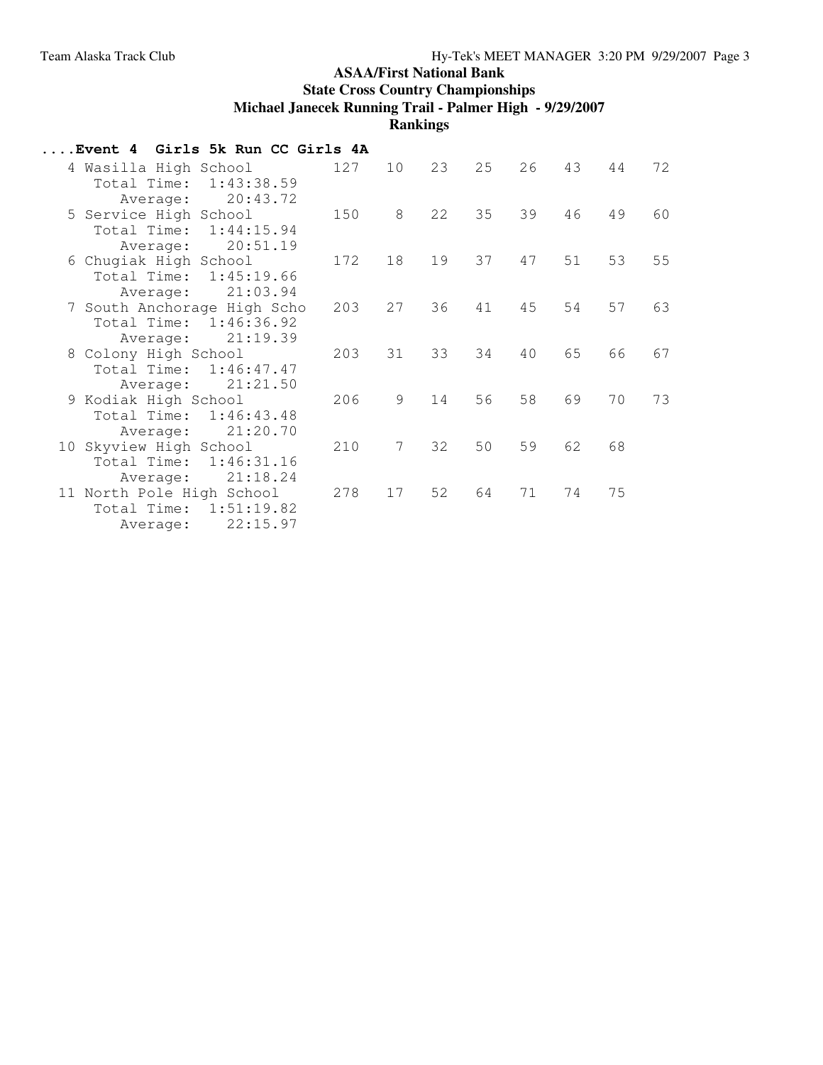**ASAA/First National Bank**
**State Cross Country Championships**
**Michael Janecek Running Trail - Palmer High - 9/29/2007**
**Rankings**

**....Event 4 Girls 5k Run CC Girls 4A**

| | | | | | | | | | |
|---|---|---|---|---|---|---|---|---|---|
| 4 | Wasilla High School | 127 | 10 | 23 | 25 | 26 | 43 | 44 | 72 |
| | Total Time: 1:43:38.59 | | | | | | | | |
| | Average: 20:43.72 | | | | | | | | |
| 5 | Service High School | 150 | 8 | 22 | 35 | 39 | 46 | 49 | 60 |
| | Total Time: 1:44:15.94 | | | | | | | | |
| | Average: 20:51.19 | | | | | | | | |
| 6 | Chugiak High School | 172 | 18 | 19 | 37 | 47 | 51 | 53 | 55 |
| | Total Time: 1:45:19.66 | | | | | | | | |
| | Average: 21:03.94 | | | | | | | | |
| 7 | South Anchorage High Scho | 203 | 27 | 36 | 41 | 45 | 54 | 57 | 63 |
| | Total Time: 1:46:36.92 | | | | | | | | |
| | Average: 21:19.39 | | | | | | | | |
| 8 | Colony High School | 203 | 31 | 33 | 34 | 40 | 65 | 66 | 67 |
| | Total Time: 1:46:47.47 | | | | | | | | |
| | Average: 21:21.50 | | | | | | | | |
| 9 | Kodiak High School | 206 | 9 | 14 | 56 | 58 | 69 | 70 | 73 |
| | Total Time: 1:46:43.48 | | | | | | | | |
| | Average: 21:20.70 | | | | | | | | |
| 10 | Skyview High School | 210 | 7 | 32 | 50 | 59 | 62 | 68 | |
| | Total Time: 1:46:31.16 | | | | | | | | |
| | Average: 21:18.24 | | | | | | | | |
| 11 | North Pole High School | 278 | 17 | 52 | 64 | 71 | 74 | 75 | |
| | Total Time: 1:51:19.82 | | | | | | | | |
| | Average: 22:15.97 | | | | | | | | |